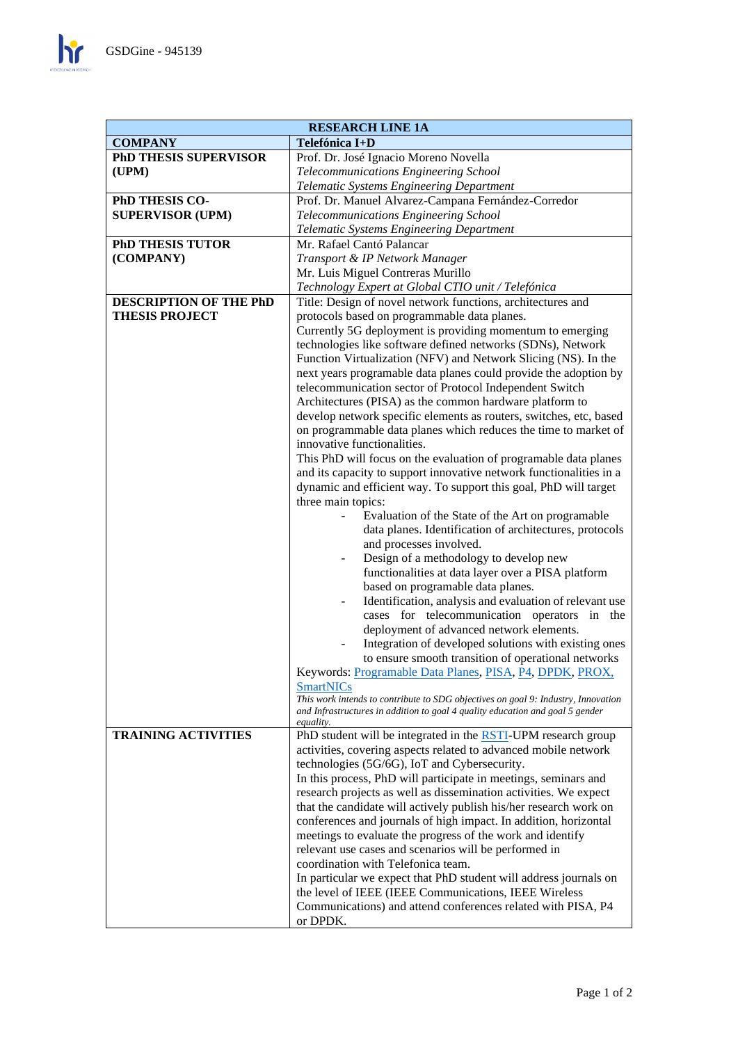| RESEARCH LINE 1A | |
|---|---|
| **COMPANY** | **Telefónica I+D** |
| **PhD THESIS SUPERVISOR (UPM)** | Prof. Dr. José Ignacio Moreno Novella<br>*Telecommunications Engineering School*<br>*Telematic Systems Engineering Department* |
| **PhD THESIS CO-SUPERVISOR (UPM)** | Prof. Dr. Manuel Alvarez-Campana Fernández-Corredor<br>*Telecommunications Engineering School*<br>*Telematic Systems Engineering Department* |
| **PhD THESIS TUTOR (COMPANY)** | Mr. Rafael Cantó Palancar<br>*Transport & IP Network Manager*<br>Mr. Luis Miguel Contreras Murillo<br>*Technology Expert at Global CTIO unit / Telefónica* |
| **DESCRIPTION OF THE PhD THESIS PROJECT** | Title: Design of novel network functions, architectures and protocols based on programmable data planes.<br>Currently 5G deployment is providing momentum to emerging technologies like software defined networks (SDNs), Network Function Virtualization (NFV) and Network Slicing (NS). In the next years programable data planes could provide the adoption by telecommunication sector of Protocol Independent Switch Architectures (PISA) as the common hardware platform to develop network specific elements as routers, switches, etc, based on programmable data planes which reduces the time to market of innovative functionalities.<br>This PhD will focus on the evaluation of programable data planes and its capacity to support innovative network functionalities in a dynamic and efficient way. To support this goal, PhD will target three main topics:<br>- Evaluation of the State of the Art on programable data planes. Identification of architectures, protocols and processes involved.<br>- Design of a methodology to develop new functionalities at data layer over a PISA platform based on programable data planes.<br>- Identification, analysis and evaluation of relevant use cases for telecommunication operators in the deployment of advanced network elements.<br>- Integration of developed solutions with existing ones to ensure smooth transition of operational networks<br>Keywords: Programable Data Planes, PISA, P4, DPDK, PROX, SmartNICs<br>*This work intends to contribute to SDG objectives on goal 9: Industry, Innovation and Infrastructures in addition to goal 4 quality education and goal 5 gender equality.* |
| **TRAINING ACTIVITIES** | PhD student will be integrated in the RSTI-UPM research group activities, covering aspects related to advanced mobile network technologies (5G/6G), IoT and Cybersecurity.<br>In this process, PhD will participate in meetings, seminars and research projects as well as dissemination activities. We expect that the candidate will actively publish his/her research work on conferences and journals of high impact. In addition, horizontal meetings to evaluate the progress of the work and identify relevant use cases and scenarios will be performed in coordination with Telefonica team.<br>In particular we expect that PhD student will address journals on the level of IEEE (IEEE Communications, IEEE Wireless Communications) and attend conferences related with PISA, P4 or DPDK. |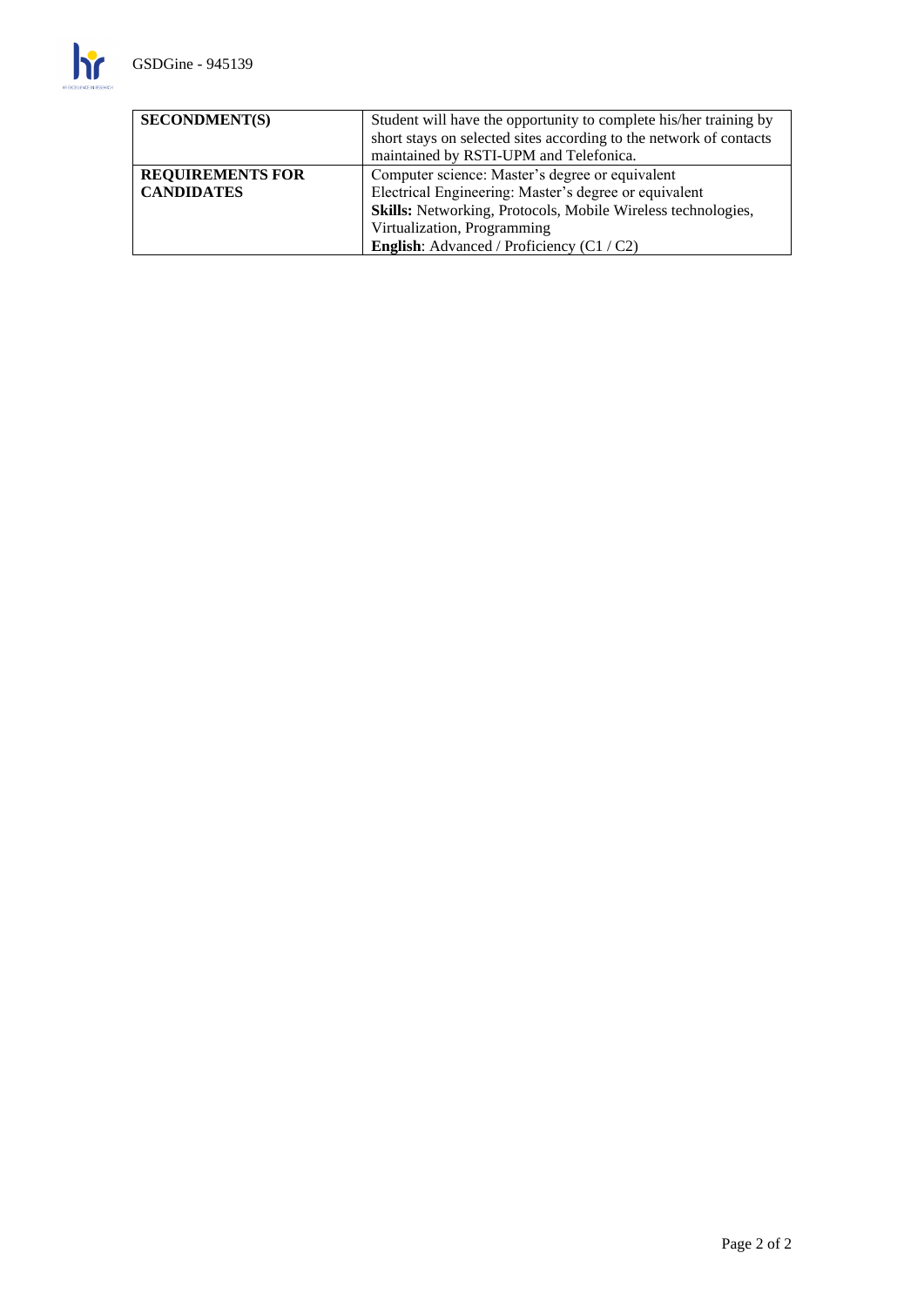| | |
|---|---|
| **SECONDMENT(S)** | Student will have the opportunity to complete his/her training by short stays on selected sites according to the network of contacts maintained by RSTI-UPM and Telefonica. |
| **REQUIREMENTS FOR CANDIDATES** | Computer science: Master's degree or equivalent<br>Electrical Engineering: Master's degree or equivalent<br>**Skills:** Networking, Protocols, Mobile Wireless technologies, Virtualization, Programming<br>**English**: Advanced / Proficiency (C1 / C2) |